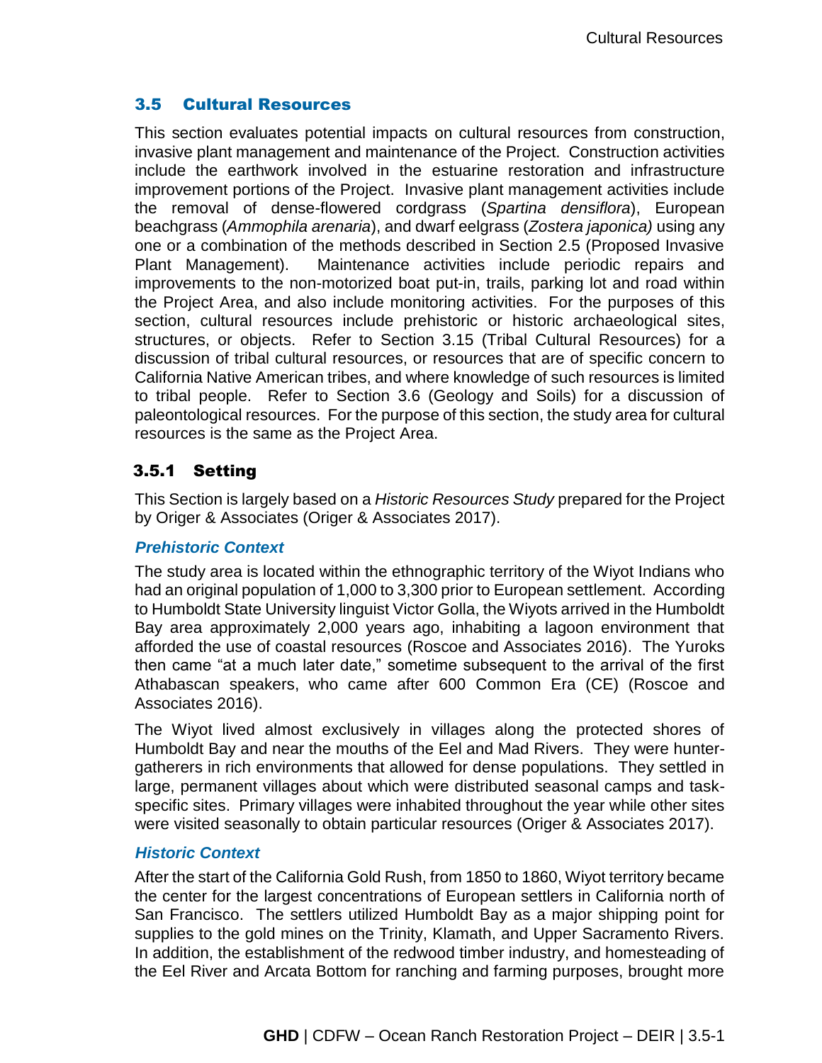## 3.5 Cultural Resources

This section evaluates potential impacts on cultural resources from construction, invasive plant management and maintenance of the Project. Construction activities include the earthwork involved in the estuarine restoration and infrastructure improvement portions of the Project. Invasive plant management activities include the removal of dense-flowered cordgrass (*Spartina densiflora*), European beachgrass (*Ammophila arenaria*), and dwarf eelgrass (*Zostera japonica)* using any one or a combination of the methods described in Section 2.5 (Proposed Invasive Plant Management). Maintenance activities include periodic repairs and improvements to the non-motorized boat put-in, trails, parking lot and road within the Project Area, and also include monitoring activities. For the purposes of this section, cultural resources include prehistoric or historic archaeological sites, structures, or objects. Refer to Section 3.15 (Tribal Cultural Resources) for a discussion of tribal cultural resources, or resources that are of specific concern to California Native American tribes, and where knowledge of such resources is limited to tribal people. Refer to Section 3.6 (Geology and Soils) for a discussion of paleontological resources. For the purpose of this section, the study area for cultural resources is the same as the Project Area.

### 3.5.1 Setting

This Section is largely based on a *Historic Resources Study* prepared for the Project by Origer & Associates (Origer & Associates 2017).

#### *Prehistoric Context*

The study area is located within the ethnographic territory of the Wiyot Indians who had an original population of 1,000 to 3,300 prior to European settlement. According to Humboldt State University linguist Victor Golla, the Wiyots arrived in the Humboldt Bay area approximately 2,000 years ago, inhabiting a lagoon environment that afforded the use of coastal resources (Roscoe and Associates 2016). The Yuroks then came "at a much later date," sometime subsequent to the arrival of the first Athabascan speakers, who came after 600 Common Era (CE) (Roscoe and Associates 2016).

The Wiyot lived almost exclusively in villages along the protected shores of Humboldt Bay and near the mouths of the Eel and Mad Rivers. They were hunter-gatherers in rich environments that allowed for dense populations. They settled in large, permanent villages about which were distributed seasonal camps and task-specific sites. Primary villages were inhabited throughout the year while other sites were visited seasonally to obtain particular resources (Origer & Associates 2017).

#### *Historic Context*

After the start of the California Gold Rush, from 1850 to 1860, Wiyot territory became the center for the largest concentrations of European settlers in California north of San Francisco. The settlers utilized Humboldt Bay as a major shipping point for supplies to the gold mines on the Trinity, Klamath, and Upper Sacramento Rivers. In addition, the establishment of the redwood timber industry, and homesteading of the Eel River and Arcata Bottom for ranching and farming purposes, brought more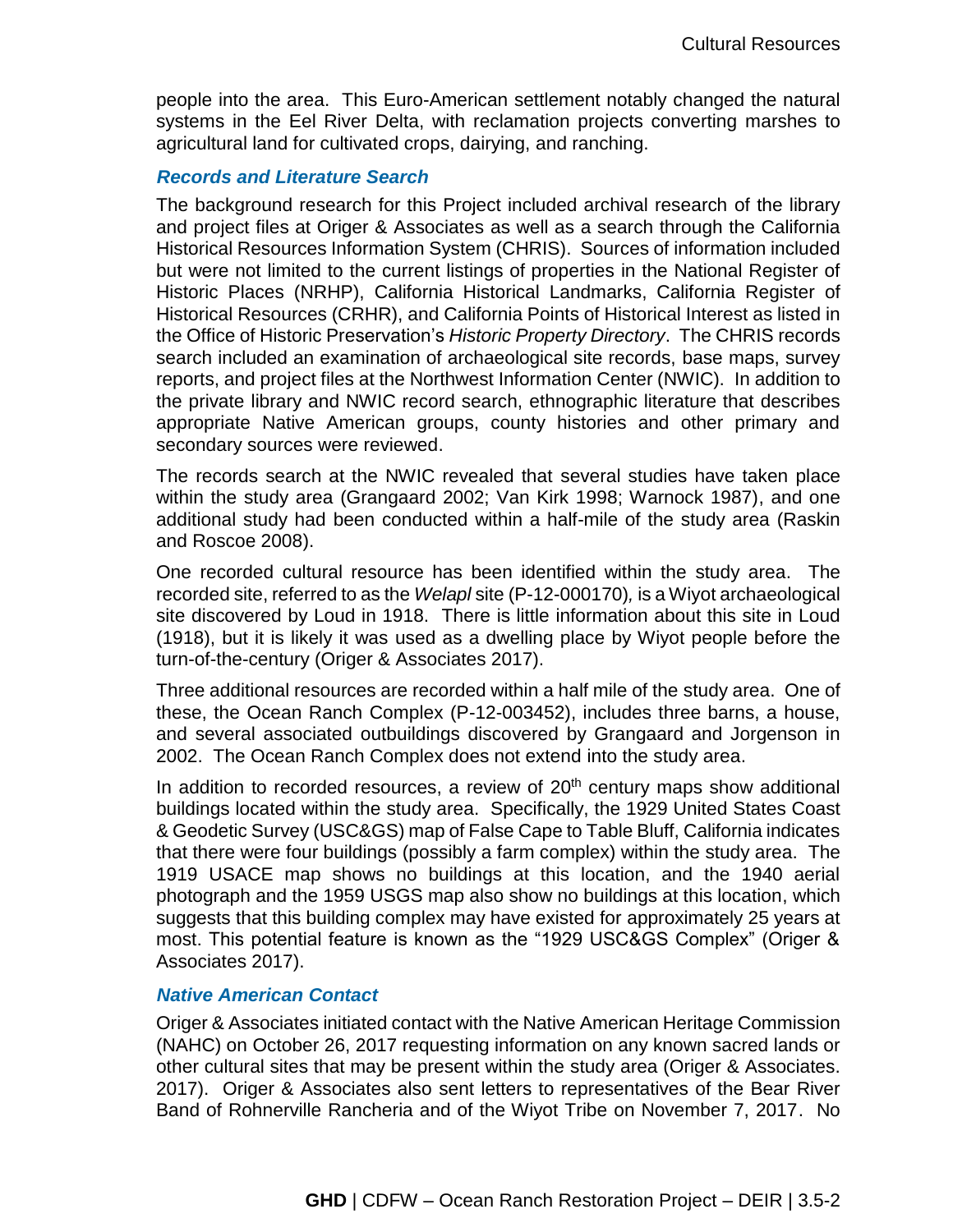people into the area. This Euro-American settlement notably changed the natural systems in the Eel River Delta, with reclamation projects converting marshes to agricultural land for cultivated crops, dairying, and ranching.

### *Records and Literature Search*

The background research for this Project included archival research of the library and project files at Origer & Associates as well as a search through the California Historical Resources Information System (CHRIS). Sources of information included but were not limited to the current listings of properties in the National Register of Historic Places (NRHP), California Historical Landmarks, California Register of Historical Resources (CRHR), and California Points of Historical Interest as listed in the Office of Historic Preservation's *Historic Property Directory*. The CHRIS records search included an examination of archaeological site records, base maps, survey reports, and project files at the Northwest Information Center (NWIC). In addition to the private library and NWIC record search, ethnographic literature that describes appropriate Native American groups, county histories and other primary and secondary sources were reviewed.

The records search at the NWIC revealed that several studies have taken place within the study area (Grangaard 2002; Van Kirk 1998; Warnock 1987), and one additional study had been conducted within a half-mile of the study area (Raskin and Roscoe 2008).

One recorded cultural resource has been identified within the study area. The recorded site, referred to as the *Welapl* site (P-12-000170), is a Wiyot archaeological site discovered by Loud in 1918. There is little information about this site in Loud (1918), but it is likely it was used as a dwelling place by Wiyot people before the turn-of-the-century (Origer & Associates 2017).

Three additional resources are recorded within a half mile of the study area. One of these, the Ocean Ranch Complex (P-12-003452), includes three barns, a house, and several associated outbuildings discovered by Grangaard and Jorgenson in 2002. The Ocean Ranch Complex does not extend into the study area.

In addition to recorded resources, a review of 20th century maps show additional buildings located within the study area. Specifically, the 1929 United States Coast & Geodetic Survey (USC&GS) map of False Cape to Table Bluff, California indicates that there were four buildings (possibly a farm complex) within the study area. The 1919 USACE map shows no buildings at this location, and the 1940 aerial photograph and the 1959 USGS map also show no buildings at this location, which suggests that this building complex may have existed for approximately 25 years at most. This potential feature is known as the "1929 USC&GS Complex" (Origer & Associates 2017).

### *Native American Contact*

Origer & Associates initiated contact with the Native American Heritage Commission (NAHC) on October 26, 2017 requesting information on any known sacred lands or other cultural sites that may be present within the study area (Origer & Associates. 2017). Origer & Associates also sent letters to representatives of the Bear River Band of Rohnerville Rancheria and of the Wiyot Tribe on November 7, 2017. No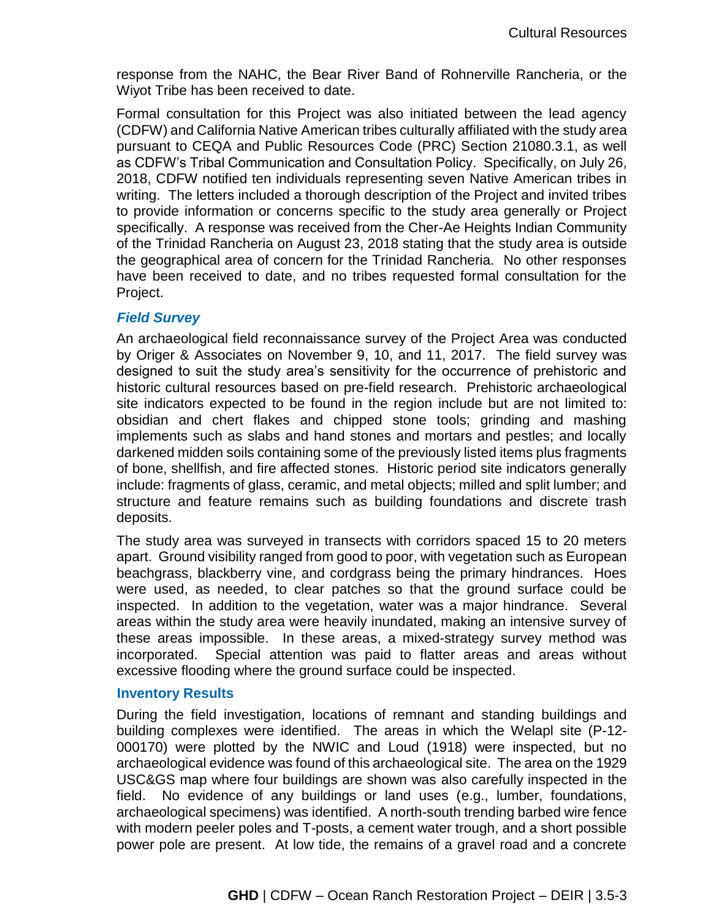response from the NAHC, the Bear River Band of Rohnerville Rancheria, or the Wiyot Tribe has been received to date.

Formal consultation for this Project was also initiated between the lead agency (CDFW) and California Native American tribes culturally affiliated with the study area pursuant to CEQA and Public Resources Code (PRC) Section 21080.3.1, as well as CDFW's Tribal Communication and Consultation Policy. Specifically, on July 26, 2018, CDFW notified ten individuals representing seven Native American tribes in writing. The letters included a thorough description of the Project and invited tribes to provide information or concerns specific to the study area generally or Project specifically. A response was received from the Cher-Ae Heights Indian Community of the Trinidad Rancheria on August 23, 2018 stating that the study area is outside the geographical area of concern for the Trinidad Rancheria. No other responses have been received to date, and no tribes requested formal consultation for the Project.

### *Field Survey*

An archaeological field reconnaissance survey of the Project Area was conducted by Origer & Associates on November 9, 10, and 11, 2017. The field survey was designed to suit the study area's sensitivity for the occurrence of prehistoric and historic cultural resources based on pre-field research. Prehistoric archaeological site indicators expected to be found in the region include but are not limited to: obsidian and chert flakes and chipped stone tools; grinding and mashing implements such as slabs and hand stones and mortars and pestles; and locally darkened midden soils containing some of the previously listed items plus fragments of bone, shellfish, and fire affected stones. Historic period site indicators generally include: fragments of glass, ceramic, and metal objects; milled and split lumber; and structure and feature remains such as building foundations and discrete trash deposits.

The study area was surveyed in transects with corridors spaced 15 to 20 meters apart. Ground visibility ranged from good to poor, with vegetation such as European beachgrass, blackberry vine, and cordgrass being the primary hindrances. Hoes were used, as needed, to clear patches so that the ground surface could be inspected. In addition to the vegetation, water was a major hindrance. Several areas within the study area were heavily inundated, making an intensive survey of these areas impossible. In these areas, a mixed-strategy survey method was incorporated. Special attention was paid to flatter areas and areas without excessive flooding where the ground surface could be inspected.

#### Inventory Results

During the field investigation, locations of remnant and standing buildings and building complexes were identified. The areas in which the Welapl site (P-12-000170) were plotted by the NWIC and Loud (1918) were inspected, but no archaeological evidence was found of this archaeological site. The area on the 1929 USC&GS map where four buildings are shown was also carefully inspected in the field. No evidence of any buildings or land uses (e.g., lumber, foundations, archaeological specimens) was identified. A north-south trending barbed wire fence with modern peeler poles and T-posts, a cement water trough, and a short possible power pole are present. At low tide, the remains of a gravel road and a concrete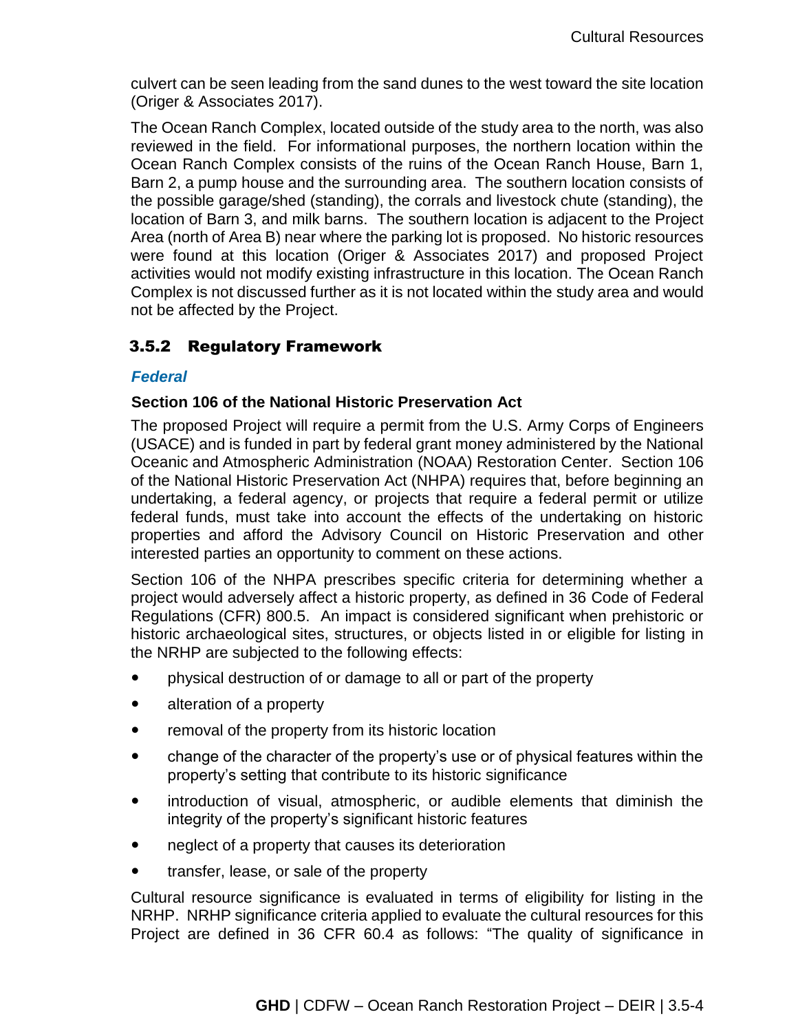culvert can be seen leading from the sand dunes to the west toward the site location (Origer & Associates 2017).

The Ocean Ranch Complex, located outside of the study area to the north, was also reviewed in the field. For informational purposes, the northern location within the Ocean Ranch Complex consists of the ruins of the Ocean Ranch House, Barn 1, Barn 2, a pump house and the surrounding area. The southern location consists of the possible garage/shed (standing), the corrals and livestock chute (standing), the location of Barn 3, and milk barns. The southern location is adjacent to the Project Area (north of Area B) near where the parking lot is proposed. No historic resources were found at this location (Origer & Associates 2017) and proposed Project activities would not modify existing infrastructure in this location. The Ocean Ranch Complex is not discussed further as it is not located within the study area and would not be affected by the Project.

## 3.5.2 Regulatory Framework

### *Federal*

#### Section 106 of the National Historic Preservation Act

The proposed Project will require a permit from the U.S. Army Corps of Engineers (USACE) and is funded in part by federal grant money administered by the National Oceanic and Atmospheric Administration (NOAA) Restoration Center. Section 106 of the National Historic Preservation Act (NHPA) requires that, before beginning an undertaking, a federal agency, or projects that require a federal permit or utilize federal funds, must take into account the effects of the undertaking on historic properties and afford the Advisory Council on Historic Preservation and other interested parties an opportunity to comment on these actions.

Section 106 of the NHPA prescribes specific criteria for determining whether a project would adversely affect a historic property, as defined in 36 Code of Federal Regulations (CFR) 800.5. An impact is considered significant when prehistoric or historic archaeological sites, structures, or objects listed in or eligible for listing in the NRHP are subjected to the following effects:

- physical destruction of or damage to all or part of the property
- alteration of a property
- removal of the property from its historic location
- change of the character of the property's use or of physical features within the property's setting that contribute to its historic significance
- introduction of visual, atmospheric, or audible elements that diminish the integrity of the property's significant historic features
- neglect of a property that causes its deterioration
- transfer, lease, or sale of the property

Cultural resource significance is evaluated in terms of eligibility for listing in the NRHP. NRHP significance criteria applied to evaluate the cultural resources for this Project are defined in 36 CFR 60.4 as follows: "The quality of significance in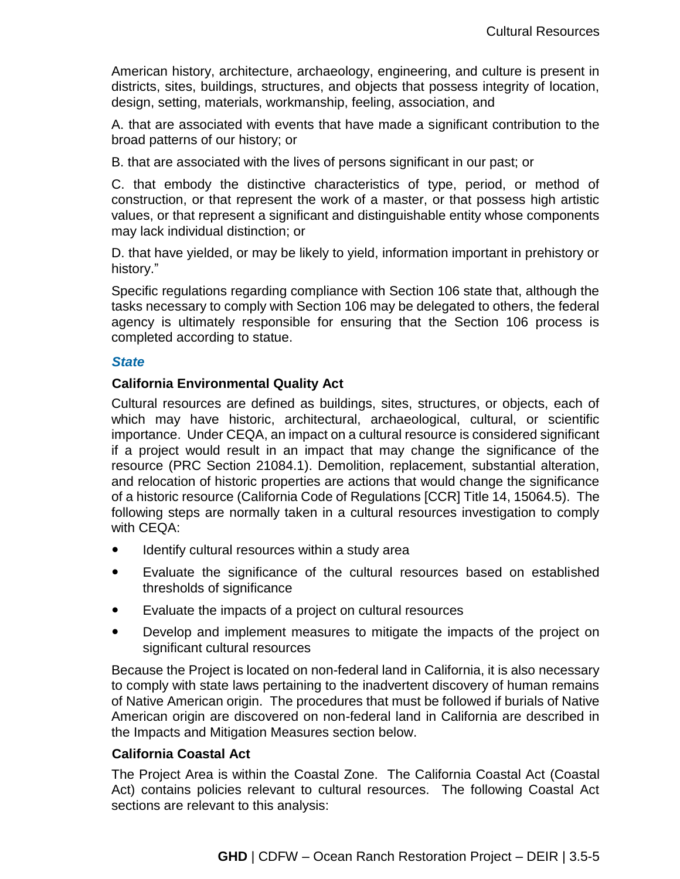American history, architecture, archaeology, engineering, and culture is present in districts, sites, buildings, structures, and objects that possess integrity of location, design, setting, materials, workmanship, feeling, association, and

A. that are associated with events that have made a significant contribution to the broad patterns of our history; or

B. that are associated with the lives of persons significant in our past; or

C. that embody the distinctive characteristics of type, period, or method of construction, or that represent the work of a master, or that possess high artistic values, or that represent a significant and distinguishable entity whose components may lack individual distinction; or

D. that have yielded, or may be likely to yield, information important in prehistory or history."

Specific regulations regarding compliance with Section 106 state that, although the tasks necessary to comply with Section 106 may be delegated to others, the federal agency is ultimately responsible for ensuring that the Section 106 process is completed according to statue.

### *State*

#### California Environmental Quality Act

Cultural resources are defined as buildings, sites, structures, or objects, each of which may have historic, architectural, archaeological, cultural, or scientific importance. Under CEQA, an impact on a cultural resource is considered significant if a project would result in an impact that may change the significance of the resource (PRC Section 21084.1). Demolition, replacement, substantial alteration, and relocation of historic properties are actions that would change the significance of a historic resource (California Code of Regulations [CCR] Title 14, 15064.5). The following steps are normally taken in a cultural resources investigation to comply with CEQA:

- Identify cultural resources within a study area
- Evaluate the significance of the cultural resources based on established thresholds of significance
- Evaluate the impacts of a project on cultural resources
- Develop and implement measures to mitigate the impacts of the project on significant cultural resources

Because the Project is located on non-federal land in California, it is also necessary to comply with state laws pertaining to the inadvertent discovery of human remains of Native American origin. The procedures that must be followed if burials of Native American origin are discovered on non-federal land in California are described in the Impacts and Mitigation Measures section below.

#### California Coastal Act

The Project Area is within the Coastal Zone. The California Coastal Act (Coastal Act) contains policies relevant to cultural resources. The following Coastal Act sections are relevant to this analysis: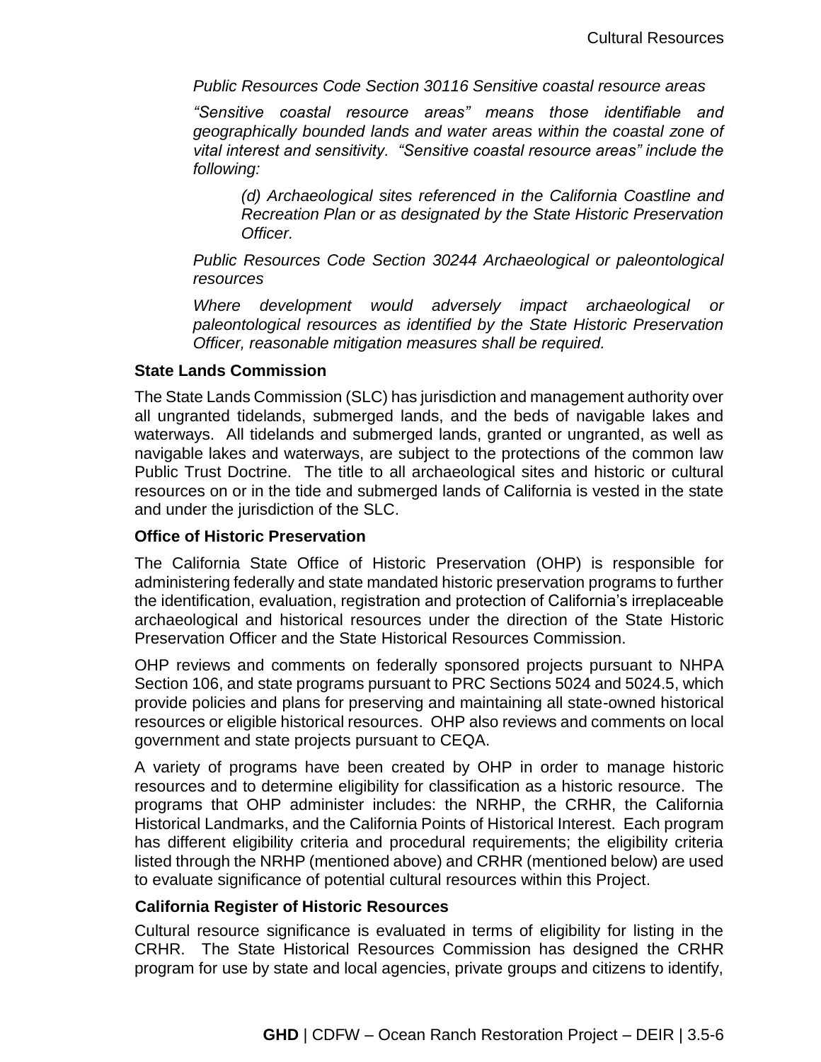*Public Resources Code Section 30116 Sensitive coastal resource areas*

*“Sensitive coastal resource areas” means those identifiable and geographically bounded lands and water areas within the coastal zone of vital interest and sensitivity. “Sensitive coastal resource areas” include the following:*

> *(d) Archaeological sites referenced in the California Coastline and Recreation Plan or as designated by the State Historic Preservation Officer.*

*Public Resources Code Section 30244 Archaeological or paleontological resources*

*Where development would adversely impact archaeological or paleontological resources as identified by the State Historic Preservation Officer, reasonable mitigation measures shall be required.*

**State Lands Commission**

The State Lands Commission (SLC) has jurisdiction and management authority over all ungranted tidelands, submerged lands, and the beds of navigable lakes and waterways. All tidelands and submerged lands, granted or ungranted, as well as navigable lakes and waterways, are subject to the protections of the common law Public Trust Doctrine. The title to all archaeological sites and historic or cultural resources on or in the tide and submerged lands of California is vested in the state and under the jurisdiction of the SLC.

**Office of Historic Preservation**

The California State Office of Historic Preservation (OHP) is responsible for administering federally and state mandated historic preservation programs to further the identification, evaluation, registration and protection of California's irreplaceable archaeological and historical resources under the direction of the State Historic Preservation Officer and the State Historical Resources Commission.

OHP reviews and comments on federally sponsored projects pursuant to NHPA Section 106, and state programs pursuant to PRC Sections 5024 and 5024.5, which provide policies and plans for preserving and maintaining all state-owned historical resources or eligible historical resources. OHP also reviews and comments on local government and state projects pursuant to CEQA.

A variety of programs have been created by OHP in order to manage historic resources and to determine eligibility for classification as a historic resource. The programs that OHP administer includes: the NRHP, the CRHR, the California Historical Landmarks, and the California Points of Historical Interest. Each program has different eligibility criteria and procedural requirements; the eligibility criteria listed through the NRHP (mentioned above) and CRHR (mentioned below) are used to evaluate significance of potential cultural resources within this Project.

**California Register of Historic Resources**

Cultural resource significance is evaluated in terms of eligibility for listing in the CRHR. The State Historical Resources Commission has designed the CRHR program for use by state and local agencies, private groups and citizens to identify,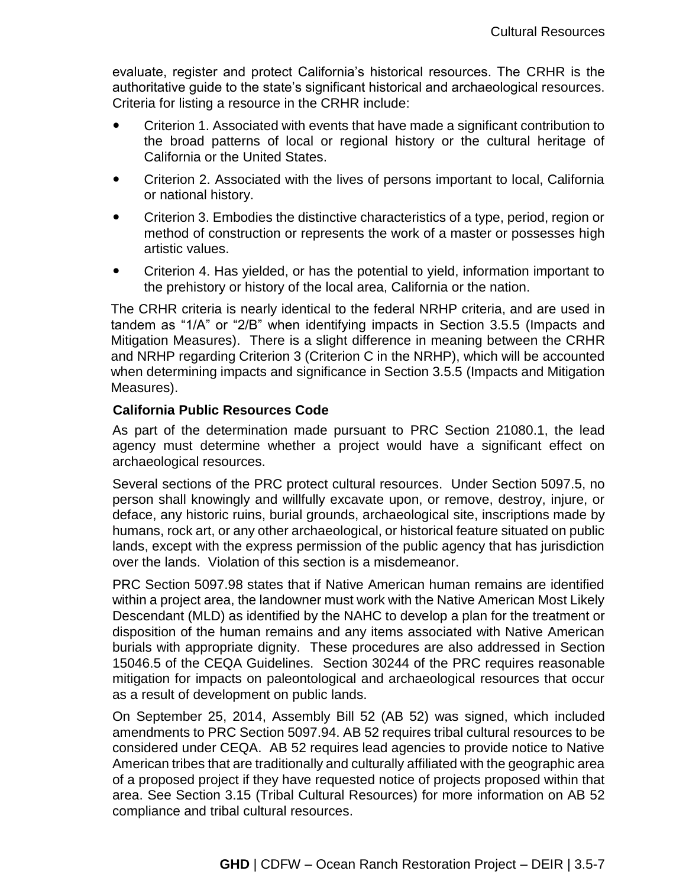evaluate, register and protect California's historical resources. The CRHR is the authoritative guide to the state's significant historical and archaeological resources. Criteria for listing a resource in the CRHR include:

- Criterion 1. Associated with events that have made a significant contribution to the broad patterns of local or regional history or the cultural heritage of California or the United States.
- Criterion 2. Associated with the lives of persons important to local, California or national history.
- Criterion 3. Embodies the distinctive characteristics of a type, period, region or method of construction or represents the work of a master or possesses high artistic values.
- Criterion 4. Has yielded, or has the potential to yield, information important to the prehistory or history of the local area, California or the nation.

The CRHR criteria is nearly identical to the federal NRHP criteria, and are used in tandem as "1/A" or "2/B" when identifying impacts in Section 3.5.5 (Impacts and Mitigation Measures). There is a slight difference in meaning between the CRHR and NRHP regarding Criterion 3 (Criterion C in the NRHP), which will be accounted when determining impacts and significance in Section 3.5.5 (Impacts and Mitigation Measures).

**California Public Resources Code**

As part of the determination made pursuant to PRC Section 21080.1, the lead agency must determine whether a project would have a significant effect on archaeological resources.

Several sections of the PRC protect cultural resources. Under Section 5097.5, no person shall knowingly and willfully excavate upon, or remove, destroy, injure, or deface, any historic ruins, burial grounds, archaeological site, inscriptions made by humans, rock art, or any other archaeological, or historical feature situated on public lands, except with the express permission of the public agency that has jurisdiction over the lands. Violation of this section is a misdemeanor.

PRC Section 5097.98 states that if Native American human remains are identified within a project area, the landowner must work with the Native American Most Likely Descendant (MLD) as identified by the NAHC to develop a plan for the treatment or disposition of the human remains and any items associated with Native American burials with appropriate dignity. These procedures are also addressed in Section 15046.5 of the CEQA Guidelines. Section 30244 of the PRC requires reasonable mitigation for impacts on paleontological and archaeological resources that occur as a result of development on public lands.

On September 25, 2014, Assembly Bill 52 (AB 52) was signed, which included amendments to PRC Section 5097.94. AB 52 requires tribal cultural resources to be considered under CEQA. AB 52 requires lead agencies to provide notice to Native American tribes that are traditionally and culturally affiliated with the geographic area of a proposed project if they have requested notice of projects proposed within that area. See Section 3.15 (Tribal Cultural Resources) for more information on AB 52 compliance and tribal cultural resources.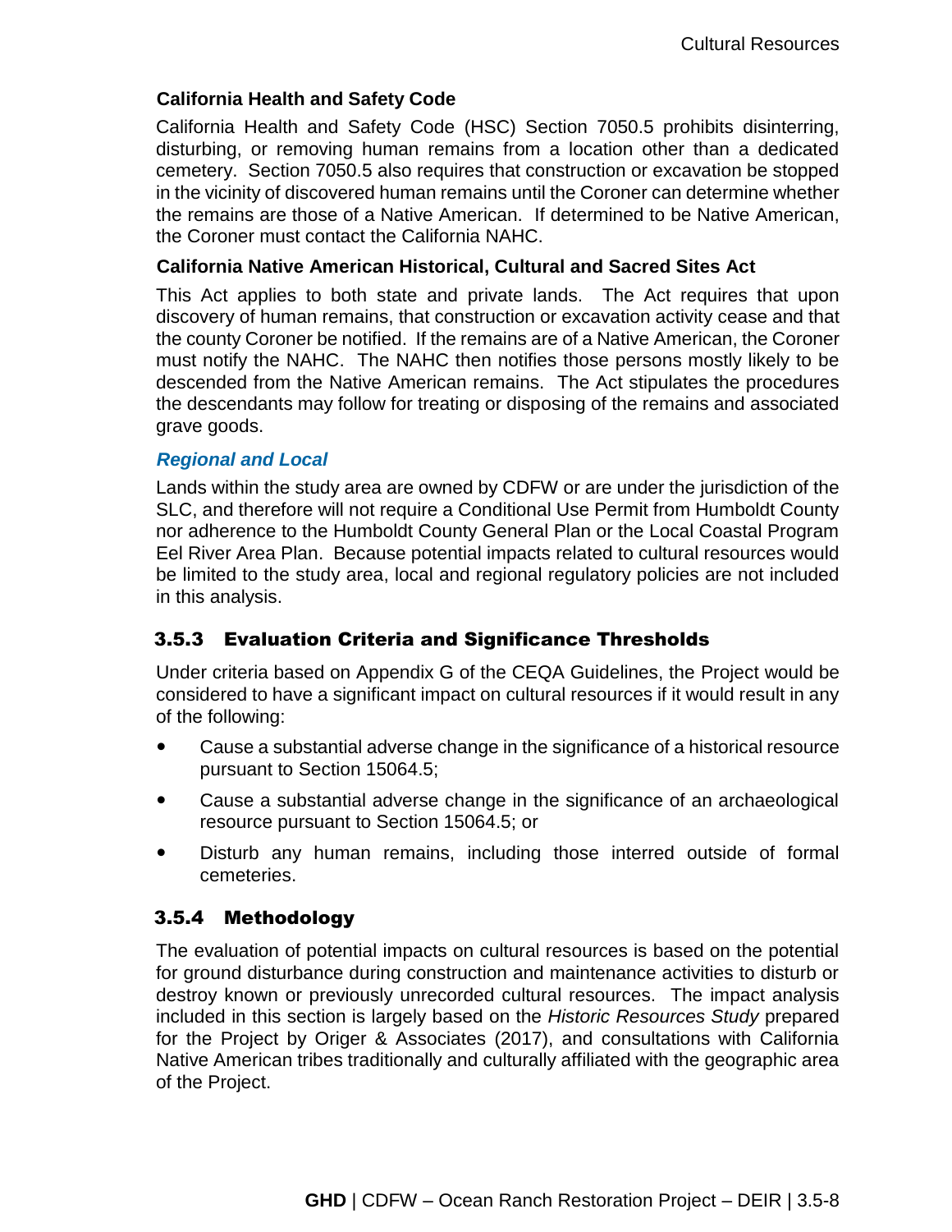#### California Health and Safety Code

California Health and Safety Code (HSC) Section 7050.5 prohibits disinterring, disturbing, or removing human remains from a location other than a dedicated cemetery. Section 7050.5 also requires that construction or excavation be stopped in the vicinity of discovered human remains until the Coroner can determine whether the remains are those of a Native American. If determined to be Native American, the Coroner must contact the California NAHC.

#### California Native American Historical, Cultural and Sacred Sites Act

This Act applies to both state and private lands. The Act requires that upon discovery of human remains, that construction or excavation activity cease and that the county Coroner be notified. If the remains are of a Native American, the Coroner must notify the NAHC. The NAHC then notifies those persons mostly likely to be descended from the Native American remains. The Act stipulates the procedures the descendants may follow for treating or disposing of the remains and associated grave goods.

### *Regional and Local*

Lands within the study area are owned by CDFW or are under the jurisdiction of the SLC, and therefore will not require a Conditional Use Permit from Humboldt County nor adherence to the Humboldt County General Plan or the Local Coastal Program Eel River Area Plan. Because potential impacts related to cultural resources would be limited to the study area, local and regional regulatory policies are not included in this analysis.

## 3.5.3 Evaluation Criteria and Significance Thresholds

Under criteria based on Appendix G of the CEQA Guidelines, the Project would be considered to have a significant impact on cultural resources if it would result in any of the following:

- Cause a substantial adverse change in the significance of a historical resource pursuant to Section 15064.5;
- Cause a substantial adverse change in the significance of an archaeological resource pursuant to Section 15064.5; or
- Disturb any human remains, including those interred outside of formal cemeteries.

## 3.5.4 Methodology

The evaluation of potential impacts on cultural resources is based on the potential for ground disturbance during construction and maintenance activities to disturb or destroy known or previously unrecorded cultural resources. The impact analysis included in this section is largely based on the *Historic Resources Study* prepared for the Project by Origer & Associates (2017), and consultations with California Native American tribes traditionally and culturally affiliated with the geographic area of the Project.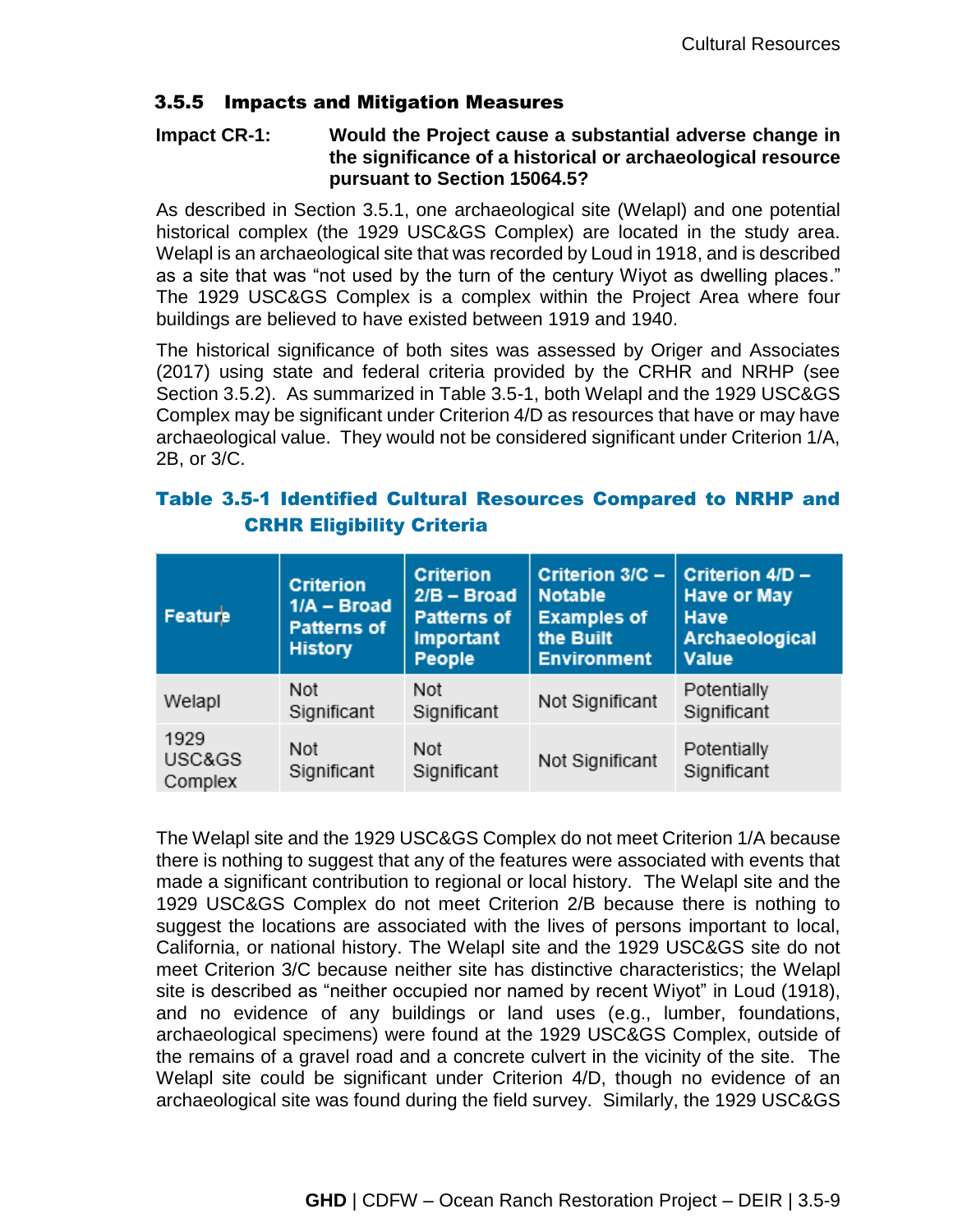### 3.5.5 Impacts and Mitigation Measures

**Impact CR-1: Would the Project cause a substantial adverse change in the significance of a historical or archaeological resource pursuant to Section 15064.5?**

As described in Section 3.5.1, one archaeological site (Welapl) and one potential historical complex (the 1929 USC&GS Complex) are located in the study area. Welapl is an archaeological site that was recorded by Loud in 1918, and is described as a site that was "not used by the turn of the century Wiyot as dwelling places." The 1929 USC&GS Complex is a complex within the Project Area where four buildings are believed to have existed between 1919 and 1940.

The historical significance of both sites was assessed by Origer and Associates (2017) using state and federal criteria provided by the CRHR and NRHP (see Section 3.5.2). As summarized in Table 3.5-1, both Welapl and the 1929 USC&GS Complex may be significant under Criterion 4/D as resources that have or may have archaeological value. They would not be considered significant under Criterion 1/A, 2B, or 3/C.

**Table 3.5-1 Identified Cultural Resources Compared to NRHP and CRHR Eligibility Criteria**

| Feature | Criterion 1/A – Broad Patterns of History | Criterion 2/B – Broad Patterns of Important People | Criterion 3/C – Notable Examples of the Built Environment | Criterion 4/D – Have or May Have Archaeological Value |
|---|---|---|---|---|
| Welapl | Not Significant | Not Significant | Not Significant | Potentially Significant |
| 1929 USC&GS Complex | Not Significant | Not Significant | Not Significant | Potentially Significant |

The Welapl site and the 1929 USC&GS Complex do not meet Criterion 1/A because there is nothing to suggest that any of the features were associated with events that made a significant contribution to regional or local history. The Welapl site and the 1929 USC&GS Complex do not meet Criterion 2/B because there is nothing to suggest the locations are associated with the lives of persons important to local, California, or national history. The Welapl site and the 1929 USC&GS site do not meet Criterion 3/C because neither site has distinctive characteristics; the Welapl site is described as "neither occupied nor named by recent Wiyot" in Loud (1918), and no evidence of any buildings or land uses (e.g., lumber, foundations, archaeological specimens) were found at the 1929 USC&GS Complex, outside of the remains of a gravel road and a concrete culvert in the vicinity of the site. The Welapl site could be significant under Criterion 4/D, though no evidence of an archaeological site was found during the field survey. Similarly, the 1929 USC&GS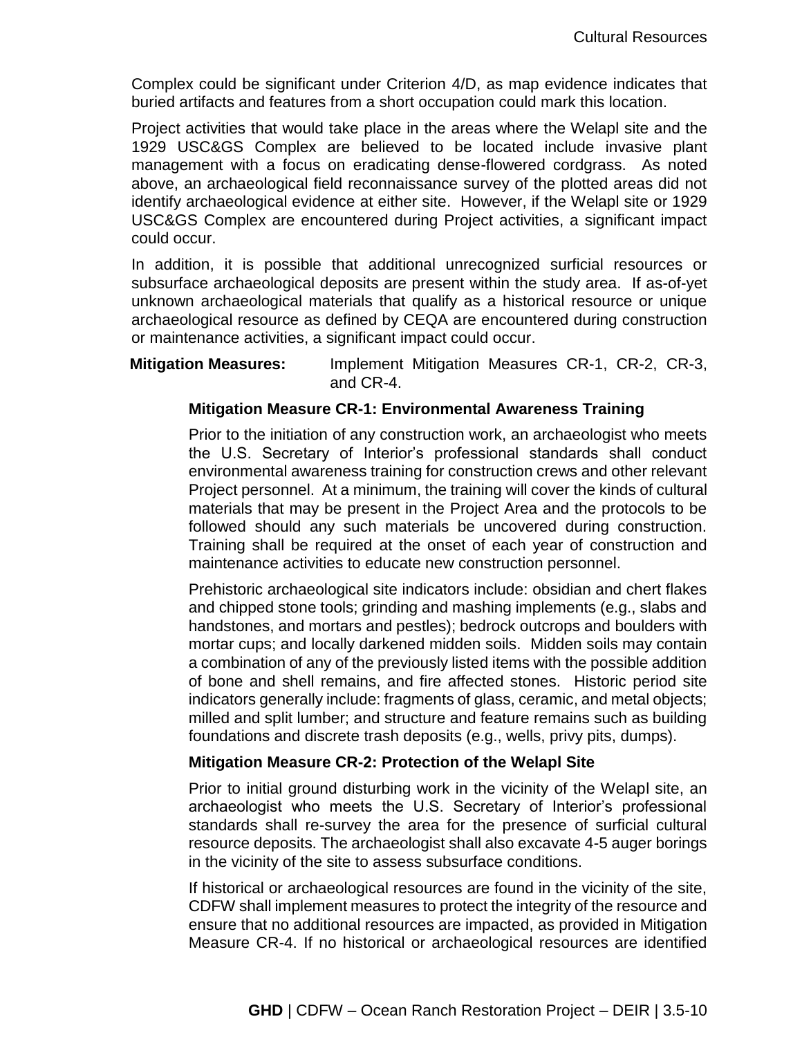Complex could be significant under Criterion 4/D, as map evidence indicates that buried artifacts and features from a short occupation could mark this location.

Project activities that would take place in the areas where the Welapl site and the 1929 USC&GS Complex are believed to be located include invasive plant management with a focus on eradicating dense-flowered cordgrass. As noted above, an archaeological field reconnaissance survey of the plotted areas did not identify archaeological evidence at either site. However, if the Welapl site or 1929 USC&GS Complex are encountered during Project activities, a significant impact could occur.

In addition, it is possible that additional unrecognized surficial resources or subsurface archaeological deposits are present within the study area. If as-of-yet unknown archaeological materials that qualify as a historical resource or unique archaeological resource as defined by CEQA are encountered during construction or maintenance activities, a significant impact could occur.

**Mitigation Measures:** Implement Mitigation Measures CR-1, CR-2, CR-3, and CR-4.

**Mitigation Measure CR-1: Environmental Awareness Training**

Prior to the initiation of any construction work, an archaeologist who meets the U.S. Secretary of Interior's professional standards shall conduct environmental awareness training for construction crews and other relevant Project personnel. At a minimum, the training will cover the kinds of cultural materials that may be present in the Project Area and the protocols to be followed should any such materials be uncovered during construction. Training shall be required at the onset of each year of construction and maintenance activities to educate new construction personnel.

Prehistoric archaeological site indicators include: obsidian and chert flakes and chipped stone tools; grinding and mashing implements (e.g., slabs and handstones, and mortars and pestles); bedrock outcrops and boulders with mortar cups; and locally darkened midden soils. Midden soils may contain a combination of any of the previously listed items with the possible addition of bone and shell remains, and fire affected stones. Historic period site indicators generally include: fragments of glass, ceramic, and metal objects; milled and split lumber; and structure and feature remains such as building foundations and discrete trash deposits (e.g., wells, privy pits, dumps).

**Mitigation Measure CR-2: Protection of the Welapl Site**

Prior to initial ground disturbing work in the vicinity of the Welapl site, an archaeologist who meets the U.S. Secretary of Interior's professional standards shall re-survey the area for the presence of surficial cultural resource deposits. The archaeologist shall also excavate 4-5 auger borings in the vicinity of the site to assess subsurface conditions.

If historical or archaeological resources are found in the vicinity of the site, CDFW shall implement measures to protect the integrity of the resource and ensure that no additional resources are impacted, as provided in Mitigation Measure CR-4. If no historical or archaeological resources are identified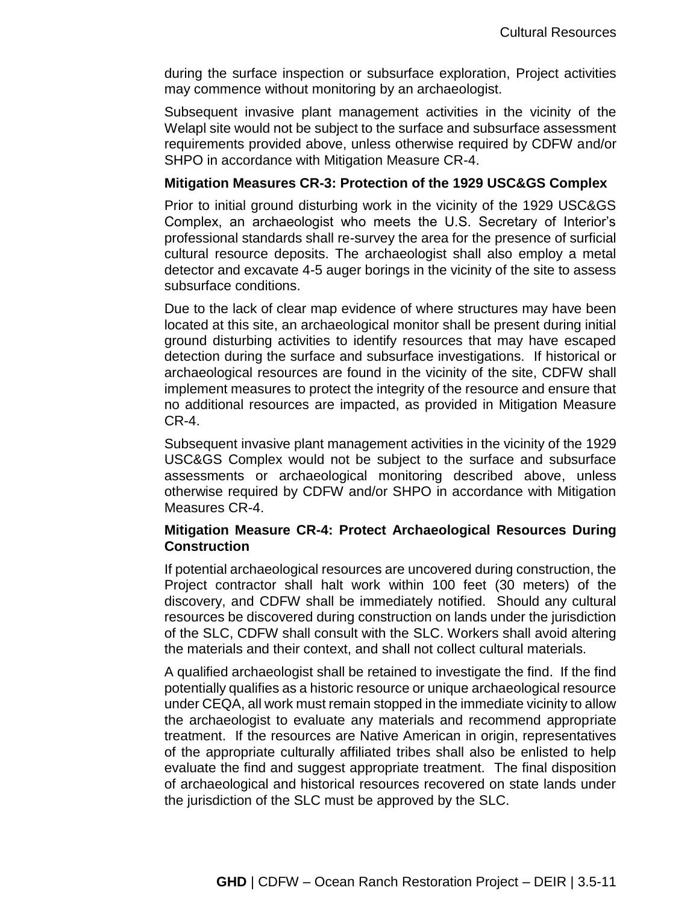during the surface inspection or subsurface exploration, Project activities may commence without monitoring by an archaeologist.

Subsequent invasive plant management activities in the vicinity of the Welapl site would not be subject to the surface and subsurface assessment requirements provided above, unless otherwise required by CDFW and/or SHPO in accordance with Mitigation Measure CR-4.

**Mitigation Measures CR-3: Protection of the 1929 USC&GS Complex**

Prior to initial ground disturbing work in the vicinity of the 1929 USC&GS Complex, an archaeologist who meets the U.S. Secretary of Interior's professional standards shall re-survey the area for the presence of surficial cultural resource deposits. The archaeologist shall also employ a metal detector and excavate 4-5 auger borings in the vicinity of the site to assess subsurface conditions.

Due to the lack of clear map evidence of where structures may have been located at this site, an archaeological monitor shall be present during initial ground disturbing activities to identify resources that may have escaped detection during the surface and subsurface investigations. If historical or archaeological resources are found in the vicinity of the site, CDFW shall implement measures to protect the integrity of the resource and ensure that no additional resources are impacted, as provided in Mitigation Measure CR-4.

Subsequent invasive plant management activities in the vicinity of the 1929 USC&GS Complex would not be subject to the surface and subsurface assessments or archaeological monitoring described above, unless otherwise required by CDFW and/or SHPO in accordance with Mitigation Measures CR-4.

**Mitigation Measure CR-4: Protect Archaeological Resources During Construction**

If potential archaeological resources are uncovered during construction, the Project contractor shall halt work within 100 feet (30 meters) of the discovery, and CDFW shall be immediately notified. Should any cultural resources be discovered during construction on lands under the jurisdiction of the SLC, CDFW shall consult with the SLC. Workers shall avoid altering the materials and their context, and shall not collect cultural materials.

A qualified archaeologist shall be retained to investigate the find. If the find potentially qualifies as a historic resource or unique archaeological resource under CEQA, all work must remain stopped in the immediate vicinity to allow the archaeologist to evaluate any materials and recommend appropriate treatment. If the resources are Native American in origin, representatives of the appropriate culturally affiliated tribes shall also be enlisted to help evaluate the find and suggest appropriate treatment. The final disposition of archaeological and historical resources recovered on state lands under the jurisdiction of the SLC must be approved by the SLC.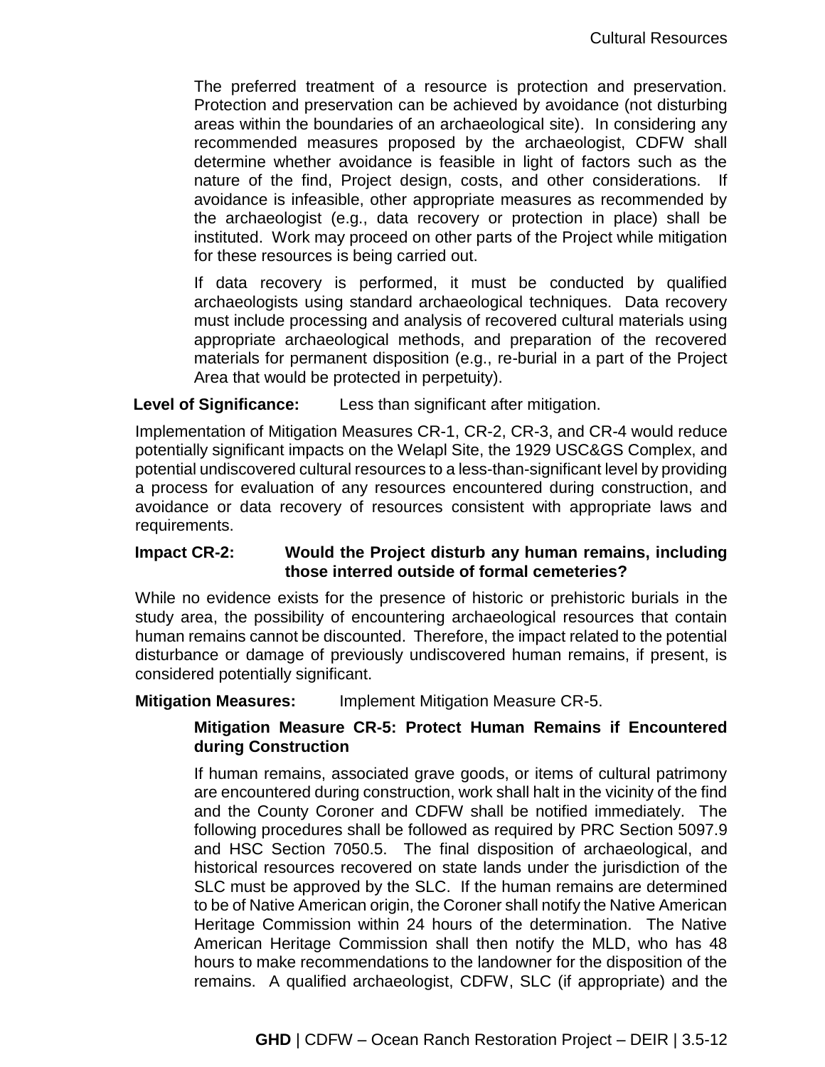The preferred treatment of a resource is protection and preservation. Protection and preservation can be achieved by avoidance (not disturbing areas within the boundaries of an archaeological site). In considering any recommended measures proposed by the archaeologist, CDFW shall determine whether avoidance is feasible in light of factors such as the nature of the find, Project design, costs, and other considerations. If avoidance is infeasible, other appropriate measures as recommended by the archaeologist (e.g., data recovery or protection in place) shall be instituted. Work may proceed on other parts of the Project while mitigation for these resources is being carried out.

If data recovery is performed, it must be conducted by qualified archaeologists using standard archaeological techniques. Data recovery must include processing and analysis of recovered cultural materials using appropriate archaeological methods, and preparation of the recovered materials for permanent disposition (e.g., re-burial in a part of the Project Area that would be protected in perpetuity).

**Level of Significance:** Less than significant after mitigation.

Implementation of Mitigation Measures CR-1, CR-2, CR-3, and CR-4 would reduce potentially significant impacts on the Welapl Site, the 1929 USC&GS Complex, and potential undiscovered cultural resources to a less-than-significant level by providing a process for evaluation of any resources encountered during construction, and avoidance or data recovery of resources consistent with appropriate laws and requirements.

**Impact CR-2: Would the Project disturb any human remains, including those interred outside of formal cemeteries?**

While no evidence exists for the presence of historic or prehistoric burials in the study area, the possibility of encountering archaeological resources that contain human remains cannot be discounted. Therefore, the impact related to the potential disturbance or damage of previously undiscovered human remains, if present, is considered potentially significant.

**Mitigation Measures:** Implement Mitigation Measure CR-5.

**Mitigation Measure CR-5: Protect Human Remains if Encountered during Construction**

If human remains, associated grave goods, or items of cultural patrimony are encountered during construction, work shall halt in the vicinity of the find and the County Coroner and CDFW shall be notified immediately. The following procedures shall be followed as required by PRC Section 5097.9 and HSC Section 7050.5. The final disposition of archaeological, and historical resources recovered on state lands under the jurisdiction of the SLC must be approved by the SLC. If the human remains are determined to be of Native American origin, the Coroner shall notify the Native American Heritage Commission within 24 hours of the determination. The Native American Heritage Commission shall then notify the MLD, who has 48 hours to make recommendations to the landowner for the disposition of the remains. A qualified archaeologist, CDFW, SLC (if appropriate) and the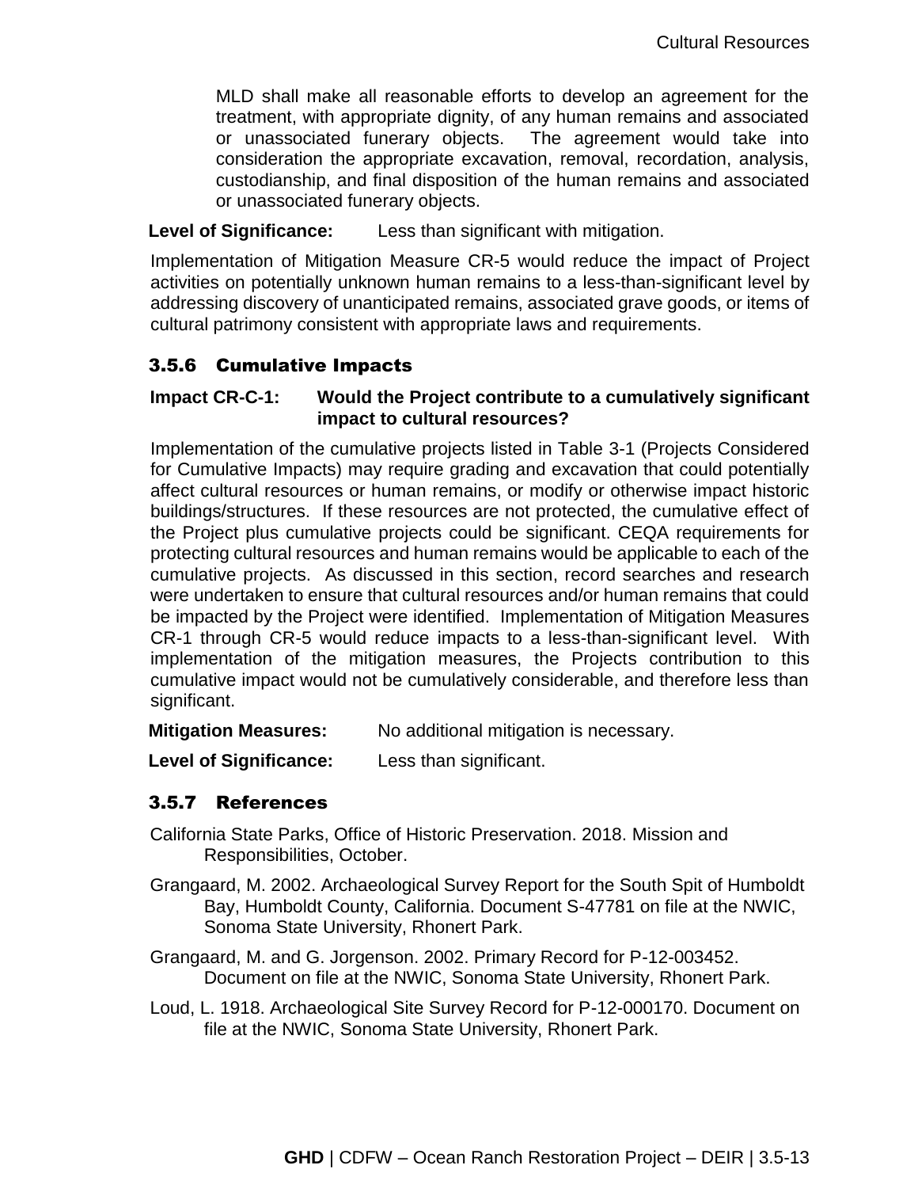MLD shall make all reasonable efforts to develop an agreement for the treatment, with appropriate dignity, of any human remains and associated or unassociated funerary objects. The agreement would take into consideration the appropriate excavation, removal, recordation, analysis, custodianship, and final disposition of the human remains and associated or unassociated funerary objects.

**Level of Significance:** Less than significant with mitigation.

Implementation of Mitigation Measure CR-5 would reduce the impact of Project activities on potentially unknown human remains to a less-than-significant level by addressing discovery of unanticipated remains, associated grave goods, or items of cultural patrimony consistent with appropriate laws and requirements.

### 3.5.6 Cumulative Impacts

**Impact CR-C-1: Would the Project contribute to a cumulatively significant impact to cultural resources?**

Implementation of the cumulative projects listed in Table 3-1 (Projects Considered for Cumulative Impacts) may require grading and excavation that could potentially affect cultural resources or human remains, or modify or otherwise impact historic buildings/structures. If these resources are not protected, the cumulative effect of the Project plus cumulative projects could be significant. CEQA requirements for protecting cultural resources and human remains would be applicable to each of the cumulative projects. As discussed in this section, record searches and research were undertaken to ensure that cultural resources and/or human remains that could be impacted by the Project were identified. Implementation of Mitigation Measures CR-1 through CR-5 would reduce impacts to a less-than-significant level. With implementation of the mitigation measures, the Projects contribution to this cumulative impact would not be cumulatively considerable, and therefore less than significant.

**Mitigation Measures:** No additional mitigation is necessary.

**Level of Significance:** Less than significant.

### 3.5.7 References

California State Parks, Office of Historic Preservation. 2018. Mission and Responsibilities, October.

Grangaard, M. 2002. Archaeological Survey Report for the South Spit of Humboldt Bay, Humboldt County, California. Document S-47781 on file at the NWIC, Sonoma State University, Rhonert Park.

Grangaard, M. and G. Jorgenson. 2002. Primary Record for P-12-003452. Document on file at the NWIC, Sonoma State University, Rhonert Park.

Loud, L. 1918. Archaeological Site Survey Record for P-12-000170. Document on file at the NWIC, Sonoma State University, Rhonert Park.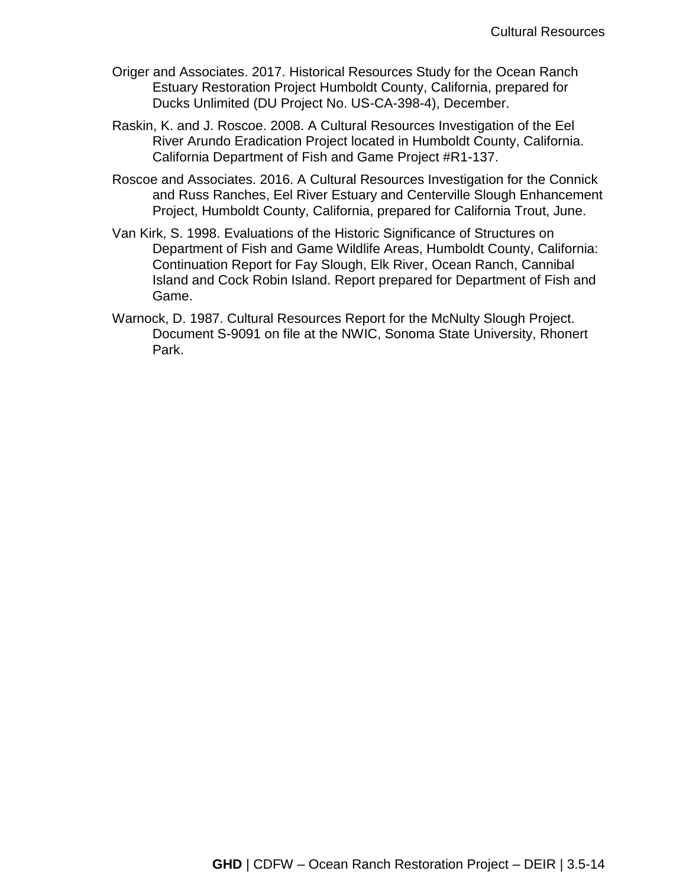Origer and Associates. 2017. Historical Resources Study for the Ocean Ranch Estuary Restoration Project Humboldt County, California, prepared for Ducks Unlimited (DU Project No. US-CA-398-4), December.

Raskin, K. and J. Roscoe. 2008. A Cultural Resources Investigation of the Eel River Arundo Eradication Project located in Humboldt County, California. California Department of Fish and Game Project #R1-137.

Roscoe and Associates. 2016. A Cultural Resources Investigation for the Connick and Russ Ranches, Eel River Estuary and Centerville Slough Enhancement Project, Humboldt County, California, prepared for California Trout, June.

Van Kirk, S. 1998. Evaluations of the Historic Significance of Structures on Department of Fish and Game Wildlife Areas, Humboldt County, California: Continuation Report for Fay Slough, Elk River, Ocean Ranch, Cannibal Island and Cock Robin Island. Report prepared for Department of Fish and Game.

Warnock, D. 1987. Cultural Resources Report for the McNulty Slough Project. Document S-9091 on file at the NWIC, Sonoma State University, Rhonert Park.